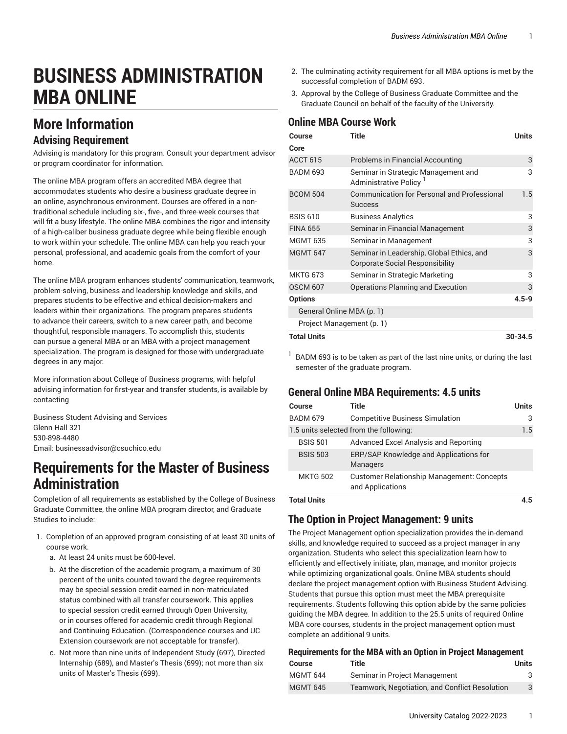# BUSINESS ADMINISTRATION MBA ONLINE

## More Information

### Advising Requirement

Advising is mandatory for this program. Consult your department advisor or program coordinator for information.

The online MBA program offers an accredited MBA degree that accommodates students who desire a business graduate degree in an online, asynchronous environment. Courses are offered in a non-traditional schedule including six-, five-, and three-week courses that will fit a busy lifestyle. The online MBA combines the rigor and intensity of a high-caliber business graduate degree while being flexible enough to work within your schedule. The online MBA can help you reach your personal, professional, and academic goals from the comfort of your home.

The online MBA program enhances students' communication, teamwork, problem-solving, business and leadership knowledge and skills, and prepares students to be effective and ethical decision-makers and leaders within their organizations. The program prepares students to advance their careers, switch to a new career path, and become thoughtful, responsible managers. To accomplish this, students can pursue a general MBA or an MBA with a project management specialization. The program is designed for those with undergraduate degrees in any major.

More information about College of Business programs, with helpful advising information for first-year and transfer students, is available by contacting

Business Student Advising and Services
Glenn Hall 321
530-898-4480
Email: businessadvisor@csuchico.edu

## Requirements for the Master of Business Administration

Completion of all requirements as established by the College of Business Graduate Committee, the online MBA program director, and Graduate Studies to include:

1. Completion of an approved program consisting of at least 30 units of course work.
   a. At least 24 units must be 600-level.
   b. At the discretion of the academic program, a maximum of 30 percent of the units counted toward the degree requirements may be special session credit earned in non-matriculated status combined with all transfer coursework. This applies to special session credit earned through Open University, or in courses offered for academic credit through Regional and Continuing Education. (Correspondence courses and UC Extension coursework are not acceptable for transfer).
   c. Not more than nine units of Independent Study (697), Directed Internship (689), and Master's Thesis (699); not more than six units of Master's Thesis (699).
2. The culminating activity requirement for all MBA options is met by the successful completion of BADM 693.
3. Approval by the College of Business Graduate Committee and the Graduate Council on behalf of the faculty of the University.

### Online MBA Course Work

| Course | Title | Units |
|---|---|---|
| **Core** | | |
| ACCT 615 | Problems in Financial Accounting | 3 |
| BADM 693 | Seminar in Strategic Management and Administrative Policy [1] | 3 |
| BCOM 504 | Communication for Personal and Professional Success | 1.5 |
| BSIS 610 | Business Analytics | 3 |
| FINA 655 | Seminar in Financial Management | 3 |
| MGMT 635 | Seminar in Management | 3 |
| MGMT 647 | Seminar in Leadership, Global Ethics, and Corporate Social Responsibility | 3 |
| MKTG 673 | Seminar in Strategic Marketing | 3 |
| OSCM 607 | Operations Planning and Execution | 3 |
| **Options** | | **4.5-9** |
| General Online MBA (p. 1) | | |
| Project Management (p. 1) | | |
| **Total Units** | | **30-34.5** |

[1] BADM 693 is to be taken as part of the last nine units, or during the last semester of the graduate program.

### General Online MBA Requirements: 4.5 units

| Course | Title | Units |
|---|---|---|
| BADM 679 | Competitive Business Simulation | 3 |
| 1.5 units selected from the following: | | 1.5 |
| BSIS 501 | Advanced Excel Analysis and Reporting | |
| BSIS 503 | ERP/SAP Knowledge and Applications for Managers | |
| MKTG 502 | Customer Relationship Management: Concepts and Applications | |
| **Total Units** | | **4.5** |

### The Option in Project Management: 9 units

The Project Management option specialization provides the in-demand skills, and knowledge required to succeed as a project manager in any organization. Students who select this specialization learn how to efficiently and effectively initiate, plan, manage, and monitor projects while optimizing organizational goals. Online MBA students should declare the project management option with Business Student Advising. Students that pursue this option must meet the MBA prerequisite requirements. Students following this option abide by the same policies guiding the MBA degree. In addition to the 25.5 units of required Online MBA core courses, students in the project management option must complete an additional 9 units.

#### Requirements for the MBA with an Option in Project Management

| Course | Title | Units |
|---|---|---|
| MGMT 644 | Seminar in Project Management | 3 |
| MGMT 645 | Teamwork, Negotiation, and Conflict Resolution | 3 |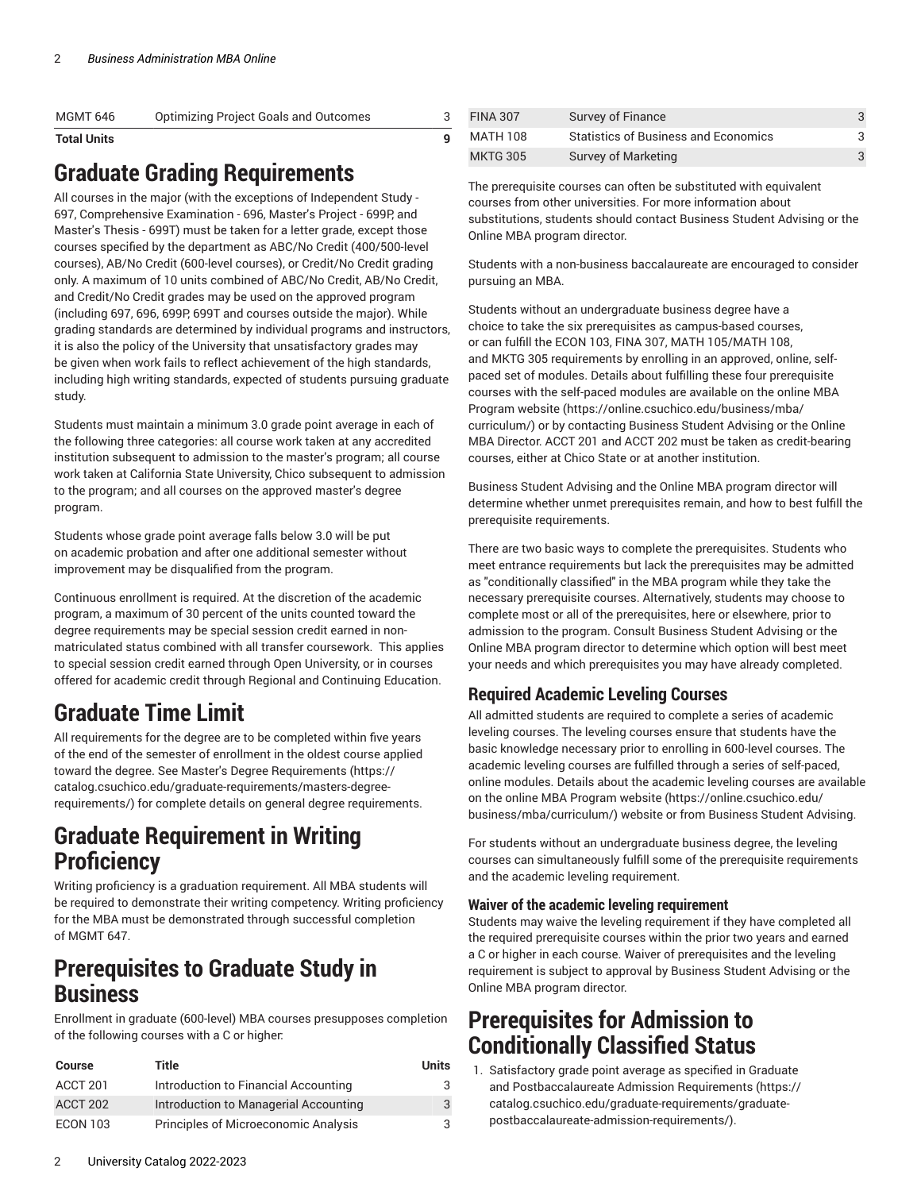| MGMT 646 | Optimizing Project Goals and Outcomes | 3 |
| --- | --- | --- |
| **Total Units** | | **9** |

# Graduate Grading Requirements

All courses in the major (with the exceptions of Independent Study - 697, Comprehensive Examination - 696, Master's Project - 699P, and Master's Thesis - 699T) must be taken for a letter grade, except those courses specified by the department as ABC/No Credit (400/500-level courses), AB/No Credit (600-level courses), or Credit/No Credit grading only. A maximum of 10 units combined of ABC/No Credit, AB/No Credit, and Credit/No Credit grades may be used on the approved program (including 697, 696, 699P, 699T and courses outside the major). While grading standards are determined by individual programs and instructors, it is also the policy of the University that unsatisfactory grades may be given when work fails to reflect achievement of the high standards, including high writing standards, expected of students pursuing graduate study.

Students must maintain a minimum 3.0 grade point average in each of the following three categories: all course work taken at any accredited institution subsequent to admission to the master's program; all course work taken at California State University, Chico subsequent to admission to the program; and all courses on the approved master's degree program.

Students whose grade point average falls below 3.0 will be put on academic probation and after one additional semester without improvement may be disqualified from the program.

Continuous enrollment is required. At the discretion of the academic program, a maximum of 30 percent of the units counted toward the degree requirements may be special session credit earned in non-matriculated status combined with all transfer coursework. This applies to special session credit earned through Open University, or in courses offered for academic credit through Regional and Continuing Education.

# Graduate Time Limit

All requirements for the degree are to be completed within five years of the end of the semester of enrollment in the oldest course applied toward the degree. See Master's Degree Requirements (https://catalog.csuchico.edu/graduate-requirements/masters-degree-requirements/) for complete details on general degree requirements.

# Graduate Requirement in Writing Proficiency

Writing proficiency is a graduation requirement. All MBA students will be required to demonstrate their writing competency. Writing proficiency for the MBA must be demonstrated through successful completion of MGMT 647.

# Prerequisites to Graduate Study in Business

Enrollment in graduate (600-level) MBA courses presupposes completion of the following courses with a C or higher:

| Course | Title | Units |
| --- | --- | --- |
| ACCT 201 | Introduction to Financial Accounting | 3 |
| ACCT 202 | Introduction to Managerial Accounting | 3 |
| ECON 103 | Principles of Microeconomic Analysis | 3 |
| FINA 307 | Survey of Finance | 3 |
| MATH 108 | Statistics of Business and Economics | 3 |
| MKTG 305 | Survey of Marketing | 3 |

The prerequisite courses can often be substituted with equivalent courses from other universities. For more information about substitutions, students should contact Business Student Advising or the Online MBA program director.

Students with a non-business baccalaureate are encouraged to consider pursuing an MBA.

Students without an undergraduate business degree have a choice to take the six prerequisites as campus-based courses, or can fulfill the ECON 103, FINA 307, MATH 105/MATH 108, and MKTG 305 requirements by enrolling in an approved, online, self-paced set of modules. Details about fulfilling these four prerequisite courses with the self-paced modules are available on the online MBA Program website (https://online.csuchico.edu/business/mba/curriculum/) or by contacting Business Student Advising or the Online MBA Director. ACCT 201 and ACCT 202 must be taken as credit-bearing courses, either at Chico State or at another institution.

Business Student Advising and the Online MBA program director will determine whether unmet prerequisites remain, and how to best fulfill the prerequisite requirements.

There are two basic ways to complete the prerequisites. Students who meet entrance requirements but lack the prerequisites may be admitted as "conditionally classified" in the MBA program while they take the necessary prerequisite courses. Alternatively, students may choose to complete most or all of the prerequisites, here or elsewhere, prior to admission to the program. Consult Business Student Advising or the Online MBA program director to determine which option will best meet your needs and which prerequisites you may have already completed.

## Required Academic Leveling Courses

All admitted students are required to complete a series of academic leveling courses. The leveling courses ensure that students have the basic knowledge necessary prior to enrolling in 600-level courses. The academic leveling courses are fulfilled through a series of self-paced, online modules. Details about the academic leveling courses are available on the online MBA Program website (https://online.csuchico.edu/business/mba/curriculum/) website or from Business Student Advising.

For students without an undergraduate business degree, the leveling courses can simultaneously fulfill some of the prerequisite requirements and the academic leveling requirement.

### Waiver of the academic leveling requirement

Students may waive the leveling requirement if they have completed all the required prerequisite courses within the prior two years and earned a C or higher in each course. Waiver of prerequisites and the leveling requirement is subject to approval by Business Student Advising or the Online MBA program director.

# Prerequisites for Admission to Conditionally Classified Status

1. Satisfactory grade point average as specified in Graduate and Postbaccalaureate Admission Requirements (https://catalog.csuchico.edu/graduate-requirements/graduate-postbaccalaureate-admission-requirements/).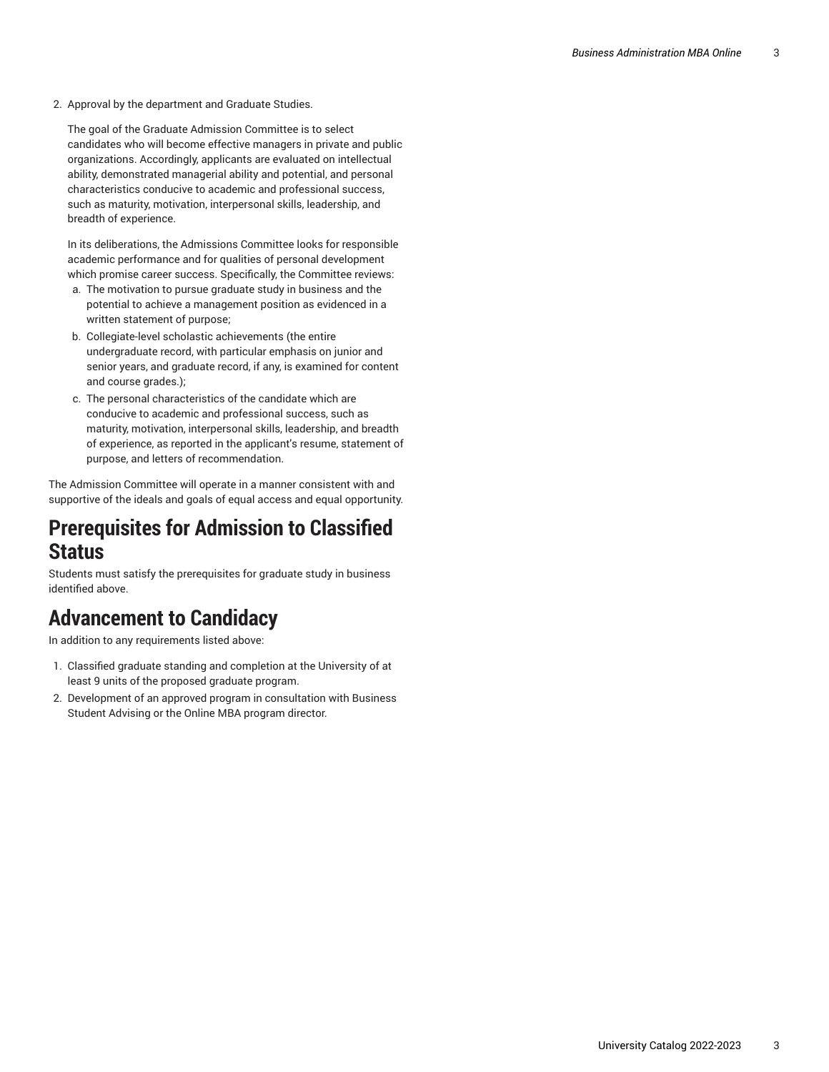2. Approval by the department and Graduate Studies.

   The goal of the Graduate Admission Committee is to select candidates who will become effective managers in private and public organizations. Accordingly, applicants are evaluated on intellectual ability, demonstrated managerial ability and potential, and personal characteristics conducive to academic and professional success, such as maturity, motivation, interpersonal skills, leadership, and breadth of experience.

   In its deliberations, the Admissions Committee looks for responsible academic performance and for qualities of personal development which promise career success. Specifically, the Committee reviews:

   a. The motivation to pursue graduate study in business and the potential to achieve a management position as evidenced in a written statement of purpose;
   b. Collegiate-level scholastic achievements (the entire undergraduate record, with particular emphasis on junior and senior years, and graduate record, if any, is examined for content and course grades.);
   c. The personal characteristics of the candidate which are conducive to academic and professional success, such as maturity, motivation, interpersonal skills, leadership, and breadth of experience, as reported in the applicant's resume, statement of purpose, and letters of recommendation.

The Admission Committee will operate in a manner consistent with and supportive of the ideals and goals of equal access and equal opportunity.

## Prerequisites for Admission to Classified Status

Students must satisfy the prerequisites for graduate study in business identified above.

## Advancement to Candidacy

In addition to any requirements listed above:

1. Classified graduate standing and completion at the University of at least 9 units of the proposed graduate program.
2. Development of an approved program in consultation with Business Student Advising or the Online MBA program director.